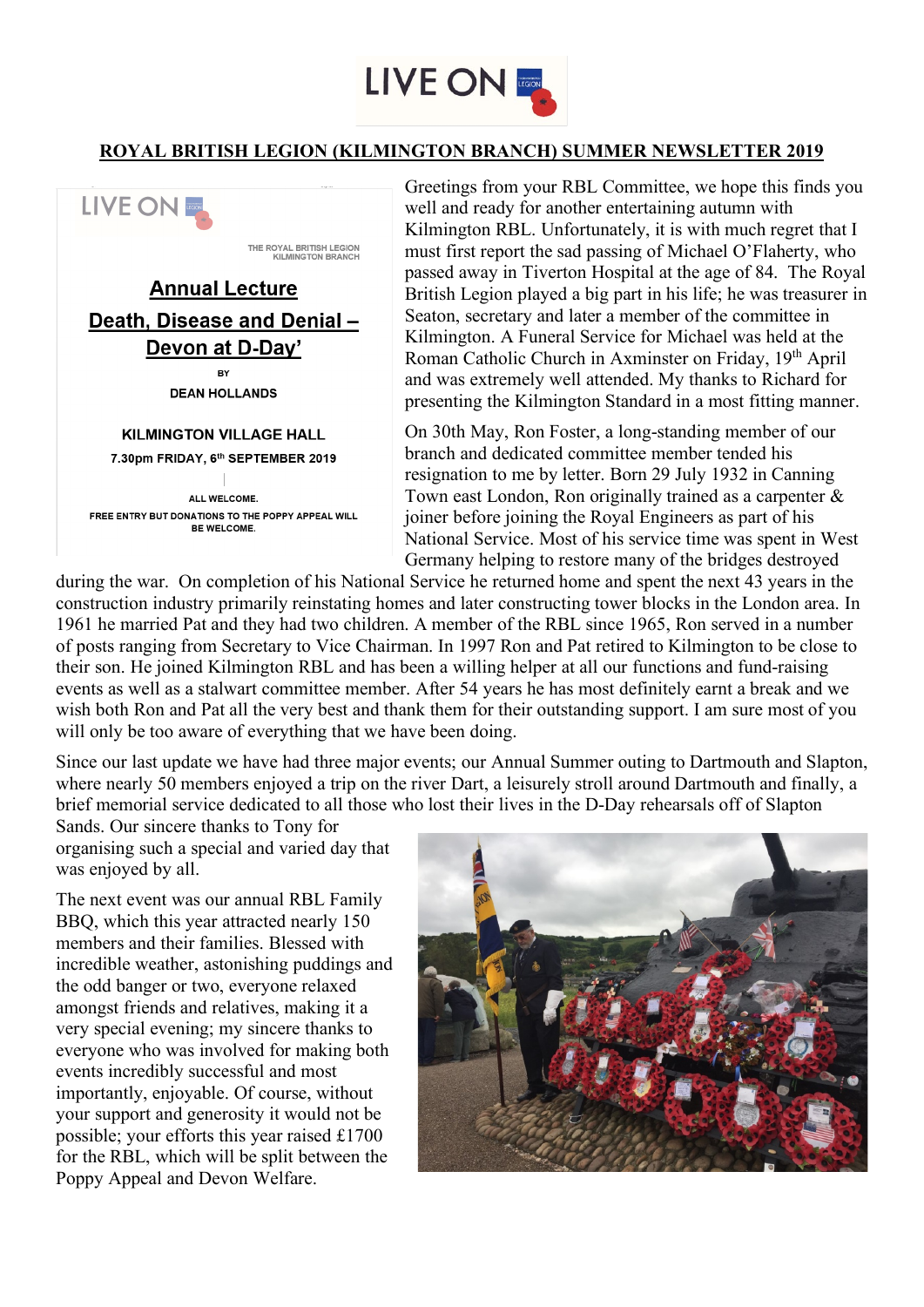LIVE ON

# ROYAL BRITISH LEGION (KILMINGTON BRANCH) SUMMER NEWSLETTER 2019

LIVE ON

THE ROYAL BRITISH LEGION
KILMINGTON BRANCH

## Annual Lecture

## Death, Disease and Denial – Devon at D-Day'

BY

**DEAN HOLLANDS**

**KILMINGTON VILLAGE HALL**

**7.30pm FRIDAY, 6th SEPTEMBER 2019**

ALL WELCOME.

FREE ENTRY BUT DONATIONS TO THE POPPY APPEAL WILL BE WELCOME.

Greetings from your RBL Committee, we hope this finds you well and ready for another entertaining autumn with Kilmington RBL. Unfortunately, it is with much regret that I must first report the sad passing of Michael O'Flaherty, who passed away in Tiverton Hospital at the age of 84. The Royal British Legion played a big part in his life; he was treasurer in Seaton, secretary and later a member of the committee in Kilmington. A Funeral Service for Michael was held at the Roman Catholic Church in Axminster on Friday, 19th April and was extremely well attended. My thanks to Richard for presenting the Kilmington Standard in a most fitting manner.

On 30th May, Ron Foster, a long-standing member of our branch and dedicated committee member tended his resignation to me by letter. Born 29 July 1932 in Canning Town east London, Ron originally trained as a carpenter & joiner before joining the Royal Engineers as part of his National Service. Most of his service time was spent in West Germany helping to restore many of the bridges destroyed during the war. On completion of his National Service he returned home and spent the next 43 years in the construction industry primarily reinstating homes and later constructing tower blocks in the London area. In 1961 he married Pat and they had two children. A member of the RBL since 1965, Ron served in a number of posts ranging from Secretary to Vice Chairman. In 1997 Ron and Pat retired to Kilmington to be close to their son. He joined Kilmington RBL and has been a willing helper at all our functions and fund-raising events as well as a stalwart committee member. After 54 years he has most definitely earnt a break and we wish both Ron and Pat all the very best and thank them for their outstanding support. I am sure most of you will only be too aware of everything that we have been doing.

Since our last update we have had three major events; our Annual Summer outing to Dartmouth and Slapton, where nearly 50 members enjoyed a trip on the river Dart, a leisurely stroll around Dartmouth and finally, a brief memorial service dedicated to all those who lost their lives in the D-Day rehearsals off of Slapton Sands. Our sincere thanks to Tony for organising such a special and varied day that was enjoyed by all.

The next event was our annual RBL Family BBQ, which this year attracted nearly 150 members and their families. Blessed with incredible weather, astonishing puddings and the odd banger or two, everyone relaxed amongst friends and relatives, making it a very special evening; my sincere thanks to everyone who was involved for making both events incredibly successful and most importantly, enjoyable. Of course, without your support and generosity it would not be possible; your efforts this year raised £1700 for the RBL, which will be split between the Poppy Appeal and Devon Welfare.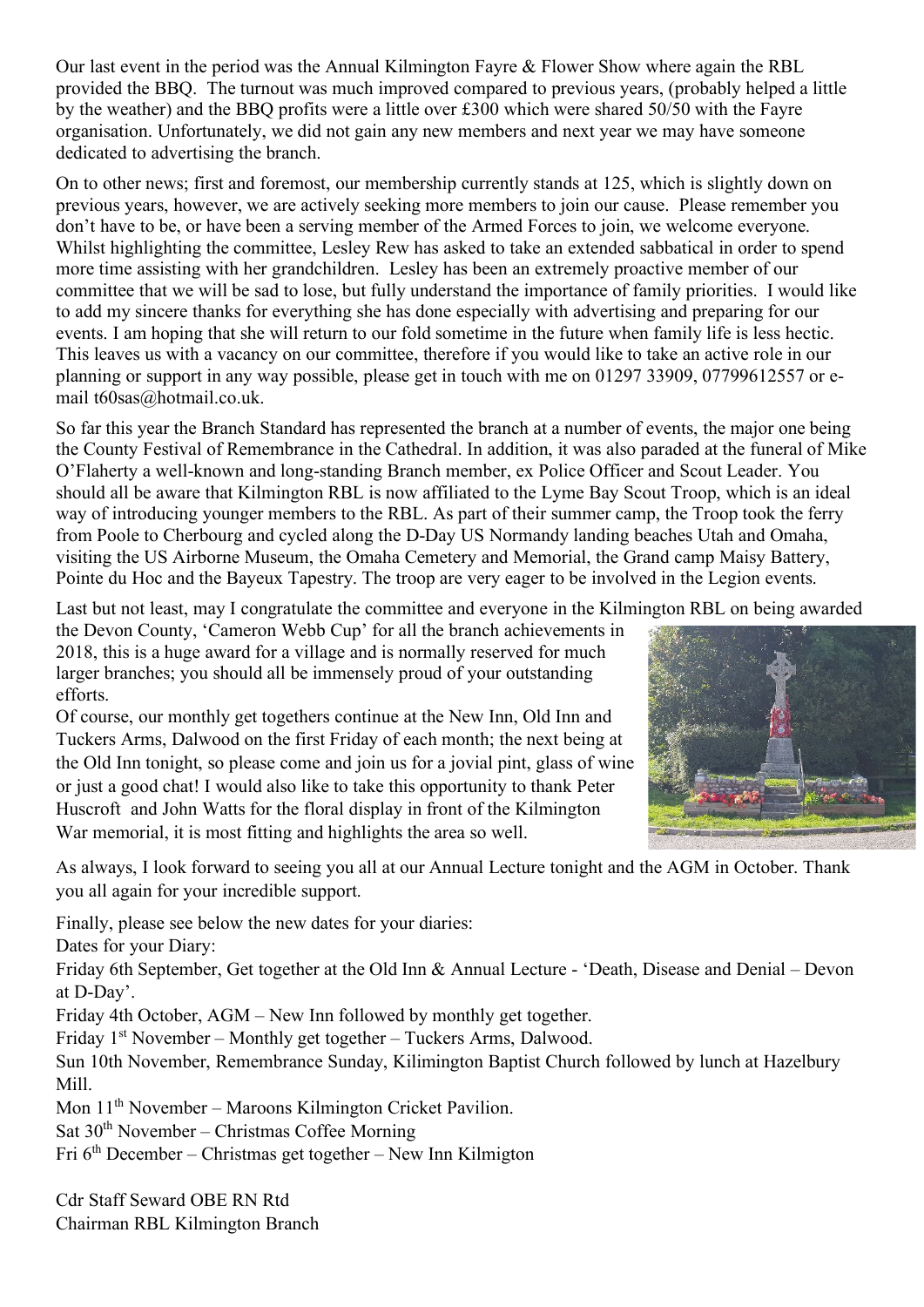Our last event in the period was the Annual Kilmington Fayre & Flower Show where again the RBL provided the BBQ. The turnout was much improved compared to previous years, (probably helped a little by the weather) and the BBQ profits were a little over £300 which were shared 50/50 with the Fayre organisation. Unfortunately, we did not gain any new members and next year we may have someone dedicated to advertising the branch.

On to other news; first and foremost, our membership currently stands at 125, which is slightly down on previous years, however, we are actively seeking more members to join our cause. Please remember you don't have to be, or have been a serving member of the Armed Forces to join, we welcome everyone. Whilst highlighting the committee, Lesley Rew has asked to take an extended sabbatical in order to spend more time assisting with her grandchildren. Lesley has been an extremely proactive member of our committee that we will be sad to lose, but fully understand the importance of family priorities. I would like to add my sincere thanks for everything she has done especially with advertising and preparing for our events. I am hoping that she will return to our fold sometime in the future when family life is less hectic. This leaves us with a vacancy on our committee, therefore if you would like to take an active role in our planning or support in any way possible, please get in touch with me on 01297 33909, 07799612557 or e-mail t60sas@hotmail.co.uk.

So far this year the Branch Standard has represented the branch at a number of events, the major one being the County Festival of Remembrance in the Cathedral. In addition, it was also paraded at the funeral of Mike O'Flaherty a well-known and long-standing Branch member, ex Police Officer and Scout Leader. You should all be aware that Kilmington RBL is now affiliated to the Lyme Bay Scout Troop, which is an ideal way of introducing younger members to the RBL. As part of their summer camp, the Troop took the ferry from Poole to Cherbourg and cycled along the D-Day US Normandy landing beaches Utah and Omaha, visiting the US Airborne Museum, the Omaha Cemetery and Memorial, the Grand camp Maisy Battery, Pointe du Hoc and the Bayeux Tapestry. The troop are very eager to be involved in the Legion events.

Last but not least, may I congratulate the committee and everyone in the Kilmington RBL on being awarded the Devon County, 'Cameron Webb Cup' for all the branch achievements in 2018, this is a huge award for a village and is normally reserved for much larger branches; you should all be immensely proud of your outstanding efforts.

Of course, our monthly get togethers continue at the New Inn, Old Inn and Tuckers Arms, Dalwood on the first Friday of each month; the next being at the Old Inn tonight, so please come and join us for a jovial pint, glass of wine or just a good chat! I would also like to take this opportunity to thank Peter Huscroft and John Watts for the floral display in front of the Kilmington War memorial, it is most fitting and highlights the area so well.

As always, I look forward to seeing you all at our Annual Lecture tonight and the AGM in October. Thank you all again for your incredible support.

Finally, please see below the new dates for your diaries:

Dates for your Diary:

Friday 6th September, Get together at the Old Inn & Annual Lecture - 'Death, Disease and Denial – Devon at D-Day'.

Friday 4th October, AGM – New Inn followed by monthly get together.

Friday 1st November – Monthly get together – Tuckers Arms, Dalwood.

Sun 10th November, Remembrance Sunday, Kilimington Baptist Church followed by lunch at Hazelbury Mill.

Mon 11th November – Maroons Kilmington Cricket Pavilion.

Sat 30th November – Christmas Coffee Morning

Fri 6th December – Christmas get together – New Inn Kilmigton

Cdr Staff Seward OBE RN Rtd
Chairman RBL Kilmington Branch